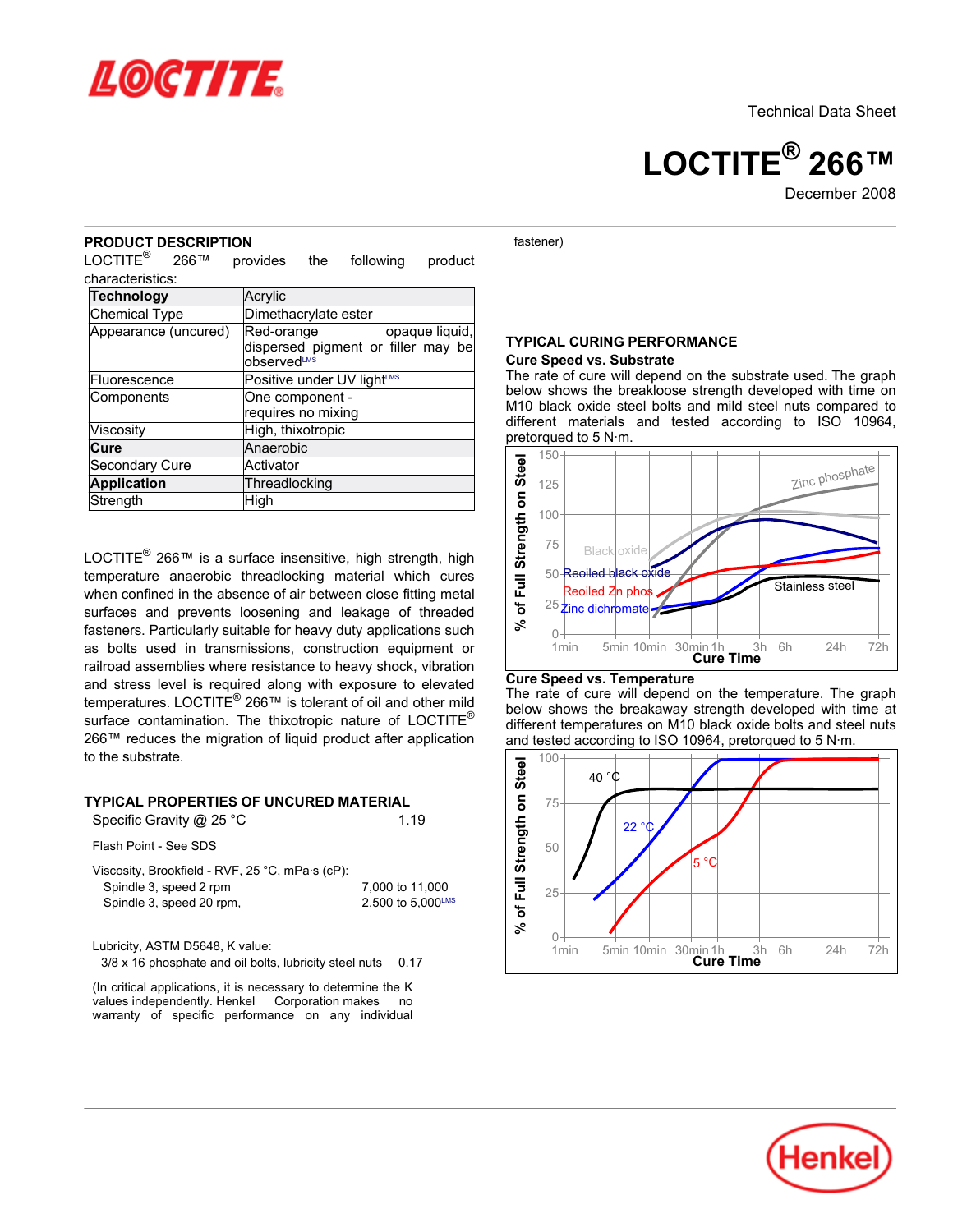Technical Data Sheet

# LOCTITE® 266™

December 2008

## PRODUCT DESCRIPTION

LOCTITE® 266™ provides the following product characteristics:

| **Technology** | Acrylic |
|---|---|
| Chemical Type | Dimethacrylate ester |
| Appearance (uncured) | Red-orange opaque liquid, dispersed pigment or filler may be observed[LMS] |
| Fluorescence | Positive under UV light[LMS] |
| Components | One component - requires no mixing |
| Viscosity | High, thixotropic |
| **Cure** | Anaerobic |
| Secondary Cure | Activator |
| **Application** | Threadlocking |
| Strength | High |

LOCTITE® 266™ is a surface insensitive, high strength, high temperature anaerobic threadlocking material which cures when confined in the absence of air between close fitting metal surfaces and prevents loosening and leakage of threaded fasteners. Particularly suitable for heavy duty applications such as bolts used in transmissions, construction equipment or railroad assemblies where resistance to heavy shock, vibration and stress level is required along with exposure to elevated temperatures. LOCTITE® 266™ is tolerant of oil and other mild surface contamination. The thixotropic nature of LOCTITE® 266™ reduces the migration of liquid product after application to the substrate.

## TYPICAL PROPERTIES OF UNCURED MATERIAL

Specific Gravity @ 25 °C 1.19

Flash Point - See SDS

Viscosity, Brookfield - RVF, 25 °C, mPa·s (cP):
- Spindle 3, speed 2 rpm 7,000 to 11,000
- Spindle 3, speed 20 rpm, 2,500 to 5,000[LMS]

Lubricity, ASTM D5648, K value:
- 3/8 x 16 phosphate and oil bolts, lubricity steel nuts 0.17

(In critical applications, it is necessary to determine the K values independently. Henkel Corporation makes no warranty of specific performance on any individual fastener)

## TYPICAL CURING PERFORMANCE

### Cure Speed vs. Substrate

The rate of cure will depend on the substrate used. The graph below shows the breakloose strength developed with time on M10 black oxide steel bolts and mild steel nuts compared to different materials and tested according to ISO 10964, pretorqued to 5 N·m.

### Cure Speed vs. Temperature

The rate of cure will depend on the temperature. The graph below shows the breakaway strength developed with time at different temperatures on M10 black oxide bolts and steel nuts and tested according to ISO 10964, pretorqued to 5 N·m.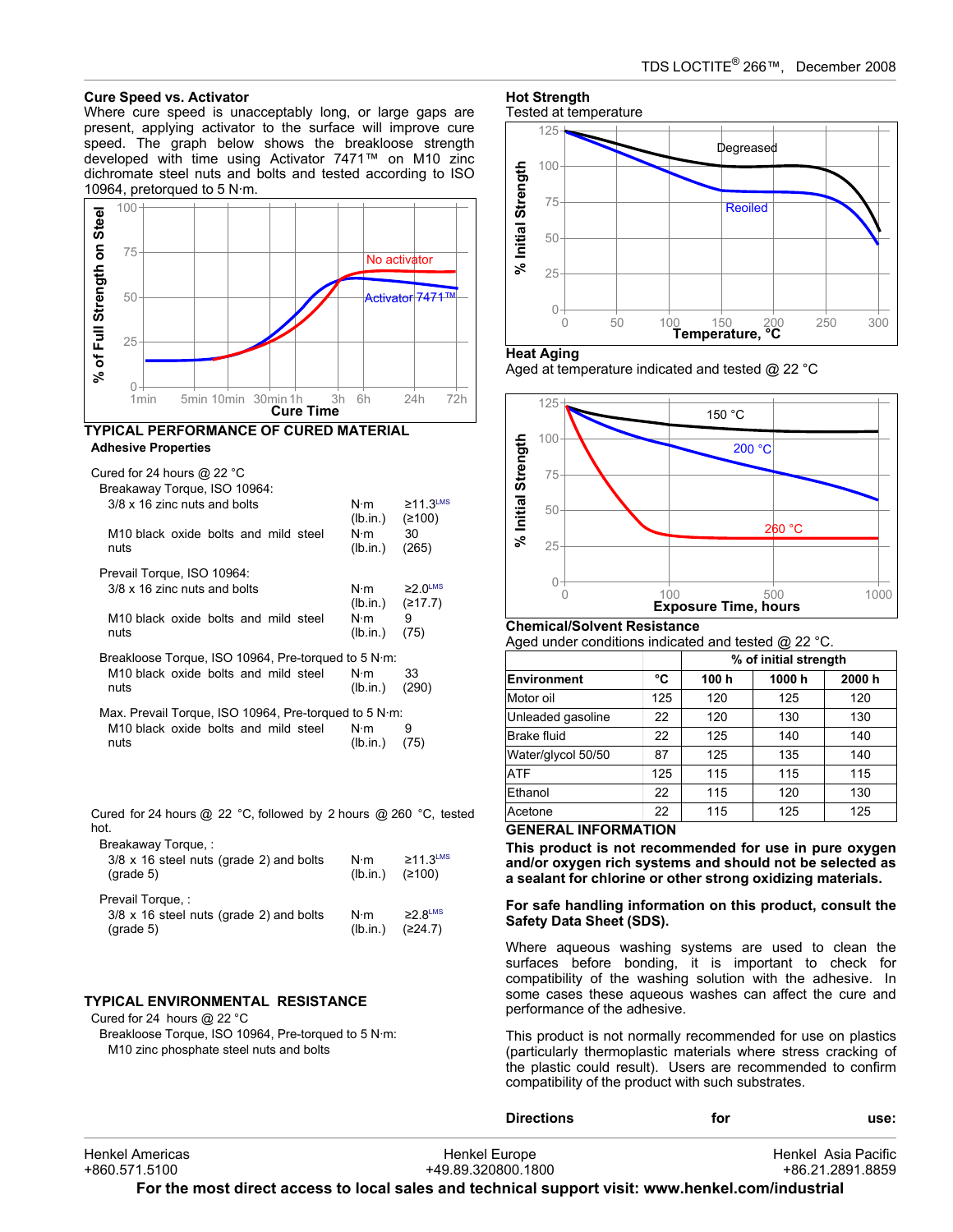### Cure Speed vs. Activator

Where cure speed is unacceptably long, or large gaps are present, applying activator to the surface will improve cure speed. The graph below shows the breakloose strength developed with time using Activator 7471™ on M10 zinc dichromate steel nuts and bolts and tested according to ISO 10964, pretorqued to 5 N·m.

## TYPICAL PERFORMANCE OF CURED MATERIAL

### Adhesive Properties

Cured for 24 hours @ 22 °C

Breakaway Torque, ISO 10964:

| | | |
|---|---|---|
| 3/8 x 16 zinc nuts and bolts | N·m<br>(lb.in.) | ≥11.3[LMS]<br>(≥100) |
| M10 black oxide bolts and mild steel nuts | N·m<br>(lb.in.) | 30<br>(265) |

Prevail Torque, ISO 10964:

| | | |
|---|---|---|
| 3/8 x 16 zinc nuts and bolts | N·m<br>(lb.in.) | ≥2.0[LMS]<br>(≥17.7) |
| M10 black oxide bolts and mild steel nuts | N·m<br>(lb.in.) | 9<br>(75) |

Breakloose Torque, ISO 10964, Pre-torqued to 5 N·m:

| | | |
|---|---|---|
| M10 black oxide bolts and mild steel nuts | N·m<br>(lb.in.) | 33<br>(290) |

Max. Prevail Torque, ISO 10964, Pre-torqued to 5 N·m:

| | | |
|---|---|---|
| M10 black oxide bolts and mild steel nuts | N·m<br>(lb.in.) | 9<br>(75) |

Cured for 24 hours @ 22 °C, followed by 2 hours @ 260 °C, tested hot.

Breakaway Torque, :

| | | |
|---|---|---|
| 3/8 x 16 steel nuts (grade 2) and bolts (grade 5) | N·m<br>(lb.in.) | ≥11.3[LMS]<br>(≥100) |

Prevail Torque, :

| | | |
|---|---|---|
| 3/8 x 16 steel nuts (grade 2) and bolts (grade 5) | N·m<br>(lb.in.) | ≥2.8[LMS]<br>(≥24.7) |

## TYPICAL ENVIRONMENTAL RESISTANCE

Cured for 24 hours @ 22 °C

Breakloose Torque, ISO 10964, Pre-torqued to 5 N·m:

M10 zinc phosphate steel nuts and bolts

### Hot Strength

Tested at temperature

### Heat Aging

Aged at temperature indicated and tested @ 22 °C

### Chemical/Solvent Resistance

Aged under conditions indicated and tested @ 22 °C.

| | | % of initial strength | | |
|---|---|---|---|---|
| **Environment** | **°C** | **100 h** | **1000 h** | **2000 h** |
| Motor oil | 125 | 120 | 125 | 120 |
| Unleaded gasoline | 22 | 120 | 130 | 130 |
| Brake fluid | 22 | 125 | 140 | 140 |
| Water/glycol 50/50 | 87 | 125 | 135 | 140 |
| ATF | 125 | 115 | 115 | 115 |
| Ethanol | 22 | 115 | 120 | 130 |
| Acetone | 22 | 115 | 125 | 125 |

## GENERAL INFORMATION

**This product is not recommended for use in pure oxygen and/or oxygen rich systems and should not be selected as a sealant for chlorine or other strong oxidizing materials.**

**For safe handling information on this product, consult the Safety Data Sheet (SDS).**

Where aqueous washing systems are used to clean the surfaces before bonding, it is important to check for compatibility of the washing solution with the adhesive. In some cases these aqueous washes can affect the cure and performance of the adhesive.

This product is not normally recommended for use on plastics (particularly thermoplastic materials where stress cracking of the plastic could result). Users are recommended to confirm compatibility of the product with such substrates.

**Directions for use:**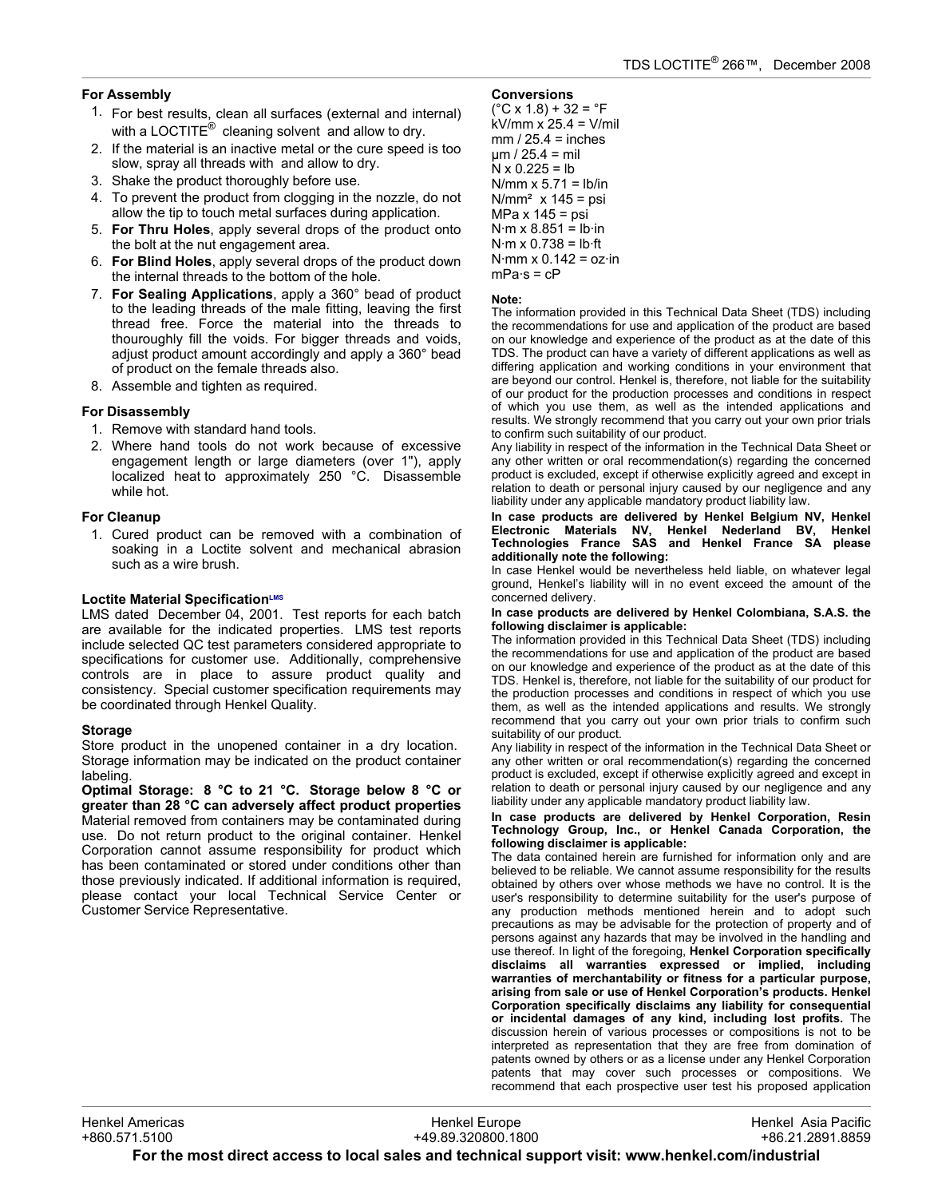### For Assembly

1. For best results, clean all surfaces (external and internal) with a LOCTITE® cleaning solvent and allow to dry.
2. If the material is an inactive metal or the cure speed is too slow, spray all threads with and allow to dry.
3. Shake the product thoroughly before use.
4. To prevent the product from clogging in the nozzle, do not allow the tip to touch metal surfaces during application.
5. **For Thru Holes**, apply several drops of the product onto the bolt at the nut engagement area.
6. **For Blind Holes**, apply several drops of the product down the internal threads to the bottom of the hole.
7. **For Sealing Applications**, apply a 360° bead of product to the leading threads of the male fitting, leaving the first thread free. Force the material into the threads to thouroughly fill the voids. For bigger threads and voids, adjust product amount accordingly and apply a 360° bead of product on the female threads also.
8. Assemble and tighten as required.

### For Disassembly

1. Remove with standard hand tools.
2. Where hand tools do not work because of excessive engagement length or large diameters (over 1"), apply localized heat to approximately 250 °C. Disassemble while hot.

### For Cleanup

1. Cured product can be removed with a combination of soaking in a Loctite solvent and mechanical abrasion such as a wire brush.

### Loctite Material Specification[LMS]

LMS dated December 04, 2001. Test reports for each batch are available for the indicated properties. LMS test reports include selected QC test parameters considered appropriate to specifications for customer use. Additionally, comprehensive controls are in place to assure product quality and consistency. Special customer specification requirements may be coordinated through Henkel Quality.

### Storage

Store product in the unopened container in a dry location. Storage information may be indicated on the product container labeling.

**Optimal Storage: 8 °C to 21 °C. Storage below 8 °C or greater than 28 °C can adversely affect product properties**

Material removed from containers may be contaminated during use. Do not return product to the original container. Henkel Corporation cannot assume responsibility for product which has been contaminated or stored under conditions other than those previously indicated. If additional information is required, please contact your local Technical Service Center or Customer Service Representative.

### Conversions

(°C x 1.8) + 32 = °F
kV/mm x 25.4 = V/mil
mm / 25.4 = inches
µm / 25.4 = mil
N x 0.225 = lb
N/mm x 5.71 = lb/in
N/mm² x 145 = psi
MPa x 145 = psi
N·m x 8.851 = lb·in
N·m x 0.738 = lb·ft
N·mm x 0.142 = oz·in
mPa·s = cP

**Note:**

The information provided in this Technical Data Sheet (TDS) including the recommendations for use and application of the product are based on our knowledge and experience of the product as at the date of this TDS. The product can have a variety of different applications as well as differing application and working conditions in your environment that are beyond our control. Henkel is, therefore, not liable for the suitability of our product for the production processes and conditions in respect of which you use them, as well as the intended applications and results. We strongly recommend that you carry out your own prior trials to confirm such suitability of our product.

Any liability in respect of the information in the Technical Data Sheet or any other written or oral recommendation(s) regarding the concerned product is excluded, except if otherwise explicitly agreed and except in relation to death or personal injury caused by our negligence and any liability under any applicable mandatory product liability law.

**In case products are delivered by Henkel Belgium NV, Henkel Electronic Materials NV, Henkel Nederland BV, Henkel Technologies France SAS and Henkel France SA please additionally note the following:**

In case Henkel would be nevertheless held liable, on whatever legal ground, Henkel's liability will in no event exceed the amount of the concerned delivery.

**In case products are delivered by Henkel Colombiana, S.A.S. the following disclaimer is applicable:**

The information provided in this Technical Data Sheet (TDS) including the recommendations for use and application of the product are based on our knowledge and experience of the product as at the date of this TDS. Henkel is, therefore, not liable for the suitability of our product for the production processes and conditions in respect of which you use them, as well as the intended applications and results. We strongly recommend that you carry out your own prior trials to confirm such suitability of our product.

Any liability in respect of the information in the Technical Data Sheet or any other written or oral recommendation(s) regarding the concerned product is excluded, except if otherwise explicitly agreed and except in relation to death or personal injury caused by our negligence and any liability under any applicable mandatory product liability law.

**In case products are delivered by Henkel Corporation, Resin Technology Group, Inc., or Henkel Canada Corporation, the following disclaimer is applicable:**

The data contained herein are furnished for information only and are believed to be reliable. We cannot assume responsibility for the results obtained by others over whose methods we have no control. It is the user's responsibility to determine suitability for the user's purpose of any production methods mentioned herein and to adopt such precautions as may be advisable for the protection of property and of persons against any hazards that may be involved in the handling and use thereof. In light of the foregoing, **Henkel Corporation specifically disclaims all warranties expressed or implied, including warranties of merchantability or fitness for a particular purpose, arising from sale or use of Henkel Corporation's products. Henkel Corporation specifically disclaims any liability for consequential or incidental damages of any kind, including lost profits.** The discussion herein of various processes or compositions is not to be interpreted as representation that they are free from domination of patents owned by others or as a license under any Henkel Corporation patents that may cover such processes or compositions. We recommend that each prospective user test his proposed application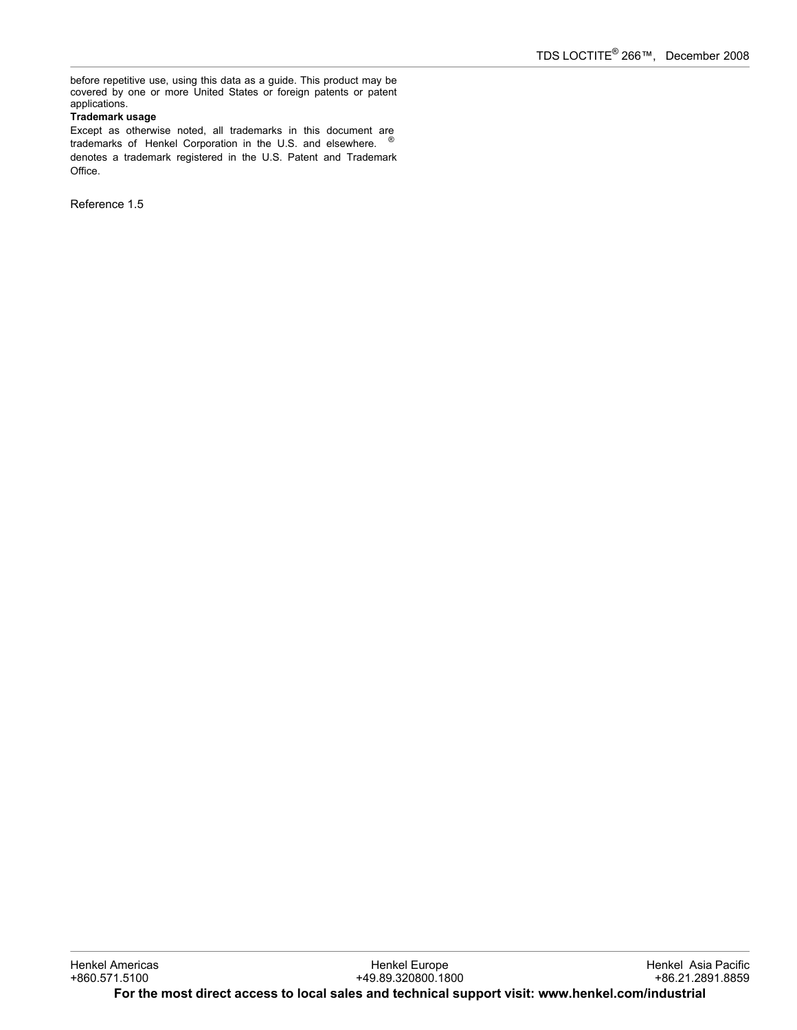before repetitive use, using this data as a guide. This product may be covered by one or more United States or foreign patents or patent applications.

**Trademark usage**

Except as otherwise noted, all trademarks in this document are trademarks of Henkel Corporation in the U.S. and elsewhere. ® denotes a trademark registered in the U.S. Patent and Trademark Office.

Reference 1.5

Henkel Americas
+860.571.5100

Henkel Europe
+49.89.320800.1800

Henkel Asia Pacific
+86.21.2891.8859

**For the most direct access to local sales and technical support visit: www.henkel.com/industrial**